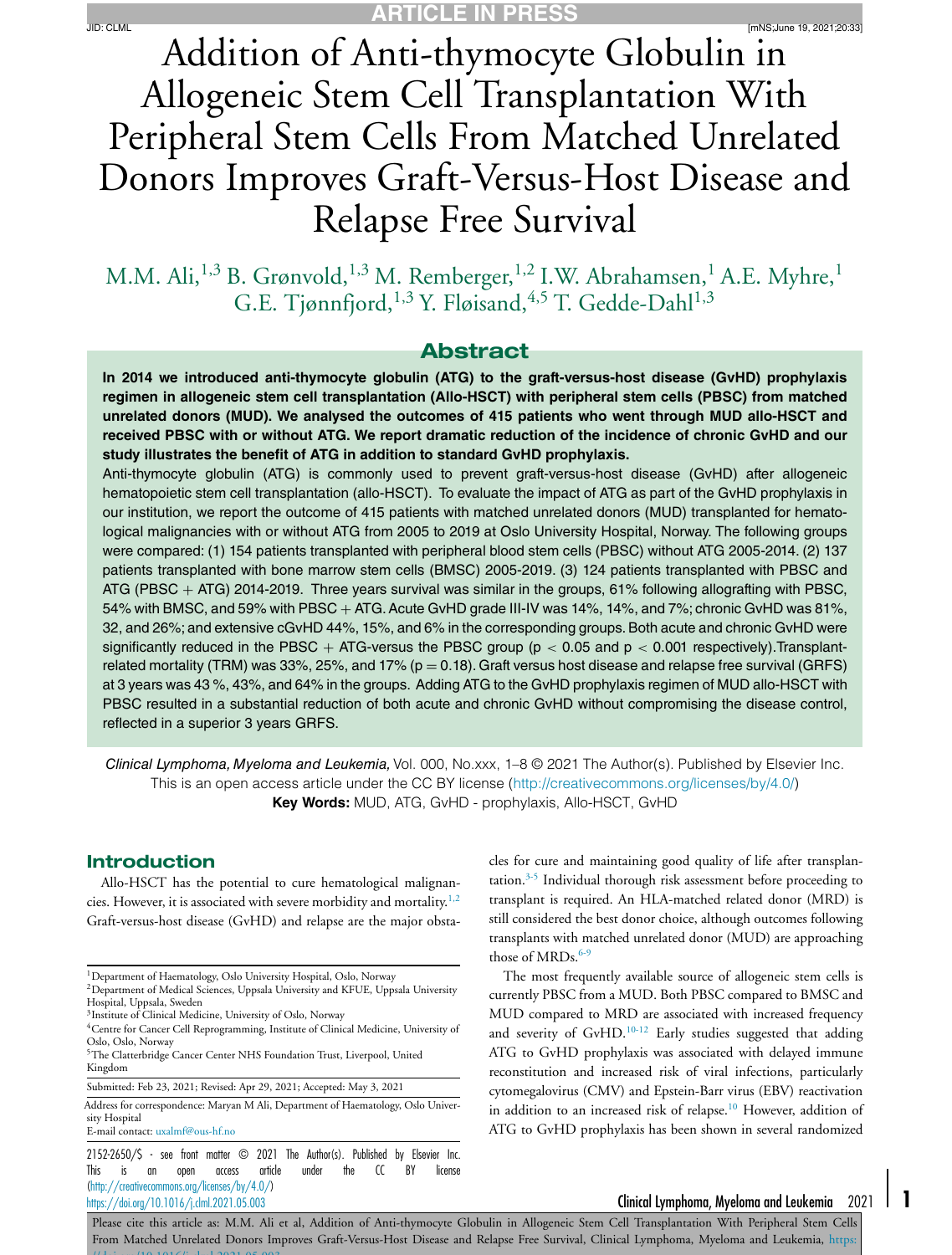# Addition of Anti-thymocyte Globulin in Allogeneic Stem Cell Transplantation With Peripheral Stem Cells From Matched Unrelated Donors Improves Graft-Versus-Host Disease and Relapse Free Survival

M.M. Ali,[1,3] B. Grønvold,[1,3] M. Remberger,[1,2] I.W. Abrahamsen,[1] A.E. Myhre,[1] G.E. Tjønnfjord,[1,3] Y. Fløisand,[4,5] T. Gedde-Dahl[1,3]

## Abstract

**In 2014 we introduced anti-thymocyte globulin (ATG) to the graft-versus-host disease (GvHD) prophylaxis regimen in allogeneic stem cell transplantation (Allo-HSCT) with peripheral stem cells (PBSC) from matched unrelated donors (MUD). We analysed the outcomes of 415 patients who went through MUD allo-HSCT and received PBSC with or without ATG. We report dramatic reduction of the incidence of chronic GvHD and our study illustrates the benefit of ATG in addition to standard GvHD prophylaxis.**

Anti-thymocyte globulin (ATG) is commonly used to prevent graft-versus-host disease (GvHD) after allogeneic hematopoietic stem cell transplantation (allo-HSCT). To evaluate the impact of ATG as part of the GvHD prophylaxis in our institution, we report the outcome of 415 patients with matched unrelated donors (MUD) transplanted for hematological malignancies with or without ATG from 2005 to 2019 at Oslo University Hospital, Norway. The following groups were compared: (1) 154 patients transplanted with peripheral blood stem cells (PBSC) without ATG 2005-2014. (2) 137 patients transplanted with bone marrow stem cells (BMSC) 2005-2019. (3) 124 patients transplanted with PBSC and ATG (PBSC + ATG) 2014-2019. Three years survival was similar in the groups, 61% following allografting with PBSC, 54% with BMSC, and 59% with PBSC + ATG. Acute GvHD grade III-IV was 14%, 14%, and 7%; chronic GvHD was 81%, 32, and 26%; and extensive cGvHD 44%, 15%, and 6% in the corresponding groups. Both acute and chronic GvHD were significantly reduced in the PBSC + ATG-versus the PBSC group ($p < 0.05$ and $p < 0.001$ respectively).Transplant-related mortality (TRM) was 33%, 25%, and 17% ($p = 0.18$). Graft versus host disease and relapse free survival (GRFS) at 3 years was 43 %, 43%, and 64% in the groups. Adding ATG to the GvHD prophylaxis regimen of MUD allo-HSCT with PBSC resulted in a substantial reduction of both acute and chronic GvHD without compromising the disease control, reflected in a superior 3 years GRFS.

*Clinical Lymphoma, Myeloma and Leukemia,* Vol. 000, No.xxx, 1–8 © 2021 The Author(s). Published by Elsevier Inc. This is an open access article under the CC BY license (http://creativecommons.org/licenses/by/4.0/)

**Key Words:** MUD, ATG, GvHD - prophylaxis, Allo-HSCT, GvHD

## Introduction

Allo-HSCT has the potential to cure hematological malignancies. However, it is associated with severe morbidity and mortality.[1,2] Graft-versus-host disease (GvHD) and relapse are the major obstacles for cure and maintaining good quality of life after transplantation.[3-5] Individual thorough risk assessment before proceeding to transplant is required. An HLA-matched related donor (MRD) is still considered the best donor choice, although outcomes following transplants with matched unrelated donor (MUD) are approaching those of MRDs.[6-9]

The most frequently available source of allogeneic stem cells is currently PBSC from a MUD. Both PBSC compared to BMSC and MUD compared to MRD are associated with increased frequency and severity of GvHD.[10-12] Early studies suggested that adding ATG to GvHD prophylaxis was associated with delayed immune reconstitution and increased risk of viral infections, particularly cytomegalovirus (CMV) and Epstein-Barr virus (EBV) reactivation in addition to an increased risk of relapse.[10] However, addition of ATG to GvHD prophylaxis has been shown in several randomized

---

[1]Department of Haematology, Oslo University Hospital, Oslo, Norway
[2]Department of Medical Sciences, Uppsala University and KFUE, Uppsala University Hospital, Uppsala, Sweden
[3]Institute of Clinical Medicine, University of Oslo, Norway
[4]Centre for Cancer Cell Reprogramming, Institute of Clinical Medicine, University of Oslo, Oslo, Norway
[5]The Clatterbridge Cancer Center NHS Foundation Trust, Liverpool, United Kingdom

Submitted: Feb 23, 2021; Revised: Apr 29, 2021; Accepted: May 3, 2021

Address for correspondence: Maryan M Ali, Department of Haematology, Oslo University Hospital
E-mail contact: uxalmf@ous-hf.no

2152-2650/$ - see front matter © 2021 The Author(s). Published by Elsevier Inc. This is an open access article under the CC BY license (http://creativecommons.org/licenses/by/4.0/)
https://doi.org/10.1016/j.clml.2021.05.003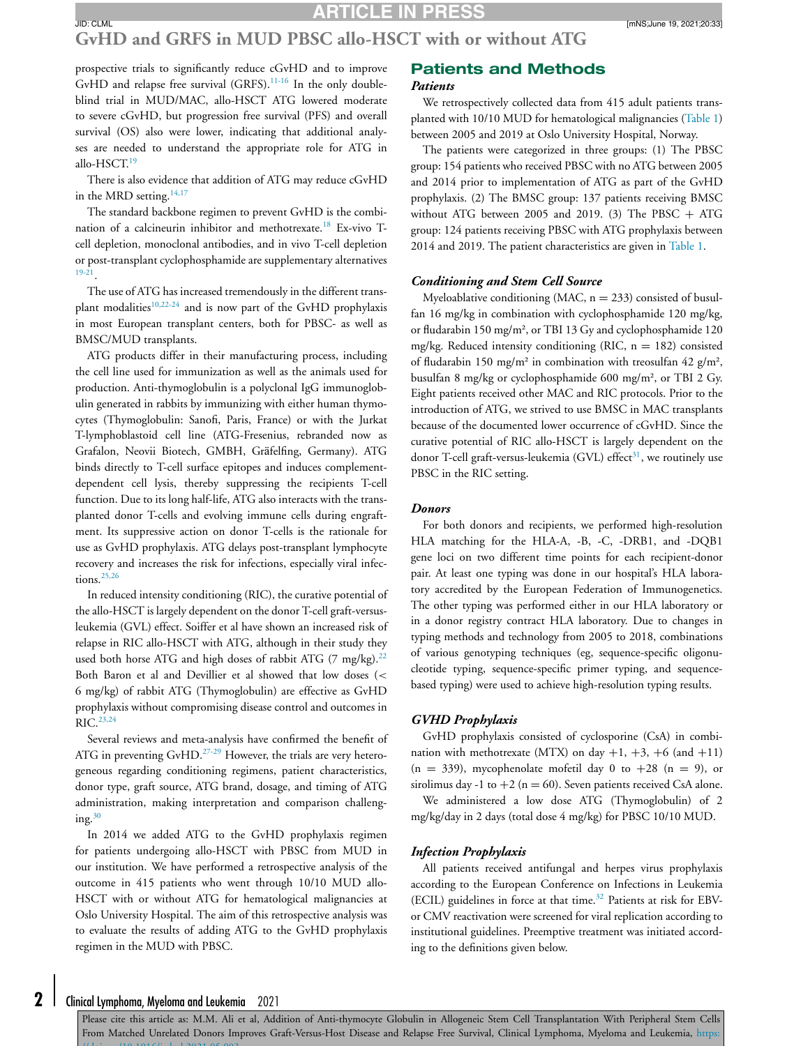prospective trials to significantly reduce cGvHD and to improve GvHD and relapse free survival (GRFS).[11-16] In the only double-blind trial in MUD/MAC, allo-HSCT ATG lowered moderate to severe cGvHD, but progression free survival (PFS) and overall survival (OS) also were lower, indicating that additional analyses are needed to understand the appropriate role for ATG in allo-HSCT.[19]

There is also evidence that addition of ATG may reduce cGvHD in the MRD setting.[14,17]

The standard backbone regimen to prevent GvHD is the combination of a calcineurin inhibitor and methotrexate.[18] Ex-vivo T-cell depletion, monoclonal antibodies, and in vivo T-cell depletion or post-transplant cyclophosphamide are supplementary alternatives [19-21].

The use of ATG has increased tremendously in the different transplant modalities[10,22-24] and is now part of the GvHD prophylaxis in most European transplant centers, both for PBSC- as well as BMSC/MUD transplants.

ATG products differ in their manufacturing process, including the cell line used for immunization as well as the animals used for production. Anti-thymoglobulin is a polyclonal IgG immunoglobulin generated in rabbits by immunizing with either human thymocytes (Thymoglobulin: Sanofi, Paris, France) or with the Jurkat T-lymphoblastoid cell line (ATG-Fresenius, rebranded now as Grafalon, Neovii Biotech, GMBH, Gräfelfing, Germany). ATG binds directly to T-cell surface epitopes and induces complement-dependent cell lysis, thereby suppressing the recipients T-cell function. Due to its long half-life, ATG also interacts with the transplanted donor T-cells and evolving immune cells during engraftment. Its suppressive action on donor T-cells is the rationale for use as GvHD prophylaxis. ATG delays post-transplant lymphocyte recovery and increases the risk for infections, especially viral infections.[25,26]

In reduced intensity conditioning (RIC), the curative potential of the allo-HSCT is largely dependent on the donor T-cell graft-versus-leukemia (GVL) effect. Soiffer et al have shown an increased risk of relapse in RIC allo-HSCT with ATG, although in their study they used both horse ATG and high doses of rabbit ATG (7 mg/kg).[22] Both Baron et al and Devillier et al showed that low doses (< 6 mg/kg) of rabbit ATG (Thymoglobulin) are effective as GvHD prophylaxis without compromising disease control and outcomes in RIC.[23,24]

Several reviews and meta-analysis have confirmed the benefit of ATG in preventing GvHD.[27-29] However, the trials are very heterogeneous regarding conditioning regimens, patient characteristics, donor type, graft source, ATG brand, dosage, and timing of ATG administration, making interpretation and comparison challenging.[30]

In 2014 we added ATG to the GvHD prophylaxis regimen for patients undergoing allo-HSCT with PBSC from MUD in our institution. We have performed a retrospective analysis of the outcome in 415 patients who went through 10/10 MUD allo-HSCT with or without ATG for hematological malignancies at Oslo University Hospital. The aim of this retrospective analysis was to evaluate the results of adding ATG to the GvHD prophylaxis regimen in the MUD with PBSC.

## Patients and Methods

### *Patients*

We retrospectively collected data from 415 adult patients transplanted with 10/10 MUD for hematological malignancies (Table 1) between 2005 and 2019 at Oslo University Hospital, Norway.

The patients were categorized in three groups: (1) The PBSC group: 154 patients who received PBSC with no ATG between 2005 and 2014 prior to implementation of ATG as part of the GvHD prophylaxis. (2) The BMSC group: 137 patients receiving BMSC without ATG between 2005 and 2019. (3) The PBSC + ATG group: 124 patients receiving PBSC with ATG prophylaxis between 2014 and 2019. The patient characteristics are given in Table 1.

### *Conditioning and Stem Cell Source*

Myeloablative conditioning (MAC, n = 233) consisted of busulfan 16 mg/kg in combination with cyclophosphamide 120 mg/kg, or fludarabin 150 mg/m², or TBI 13 Gy and cyclophosphamide 120 mg/kg. Reduced intensity conditioning (RIC, n = 182) consisted of fludarabin 150 mg/m² in combination with treosulfan 42 g/m², busulfan 8 mg/kg or cyclophosphamide 600 mg/m², or TBI 2 Gy. Eight patients received other MAC and RIC protocols. Prior to the introduction of ATG, we strived to use BMSC in MAC transplants because of the documented lower occurrence of cGvHD. Since the curative potential of RIC allo-HSCT is largely dependent on the donor T-cell graft-versus-leukemia (GVL) effect[31], we routinely use PBSC in the RIC setting.

### *Donors*

For both donors and recipients, we performed high-resolution HLA matching for the HLA-A, -B, -C, -DRB1, and -DQB1 gene loci on two different time points for each recipient-donor pair. At least one typing was done in our hospital's HLA laboratory accredited by the European Federation of Immunogenetics. The other typing was performed either in our HLA laboratory or in a donor registry contract HLA laboratory. Due to changes in typing methods and technology from 2005 to 2018, combinations of various genotyping techniques (eg, sequence-specific oligonucleotide typing, sequence-specific primer typing, and sequence-based typing) were used to achieve high-resolution typing results.

### *GVHD Prophylaxis*

GvHD prophylaxis consisted of cyclosporine (CsA) in combination with methotrexate (MTX) on day +1, +3, +6 (and +11) (n = 339), mycophenolate mofetil day 0 to +28 (n = 9), or sirolimus day -1 to +2 (n = 60). Seven patients received CsA alone.

We administered a low dose ATG (Thymoglobulin) of 2 mg/kg/day in 2 days (total dose 4 mg/kg) for PBSC 10/10 MUD.

### *Infection Prophylaxis*

All patients received antifungal and herpes virus prophylaxis according to the European Conference on Infections in Leukemia (ECIL) guidelines in force at that time.[32] Patients at risk for EBV- or CMV reactivation were screened for viral replication according to institutional guidelines. Preemptive treatment was initiated according to the definitions given below.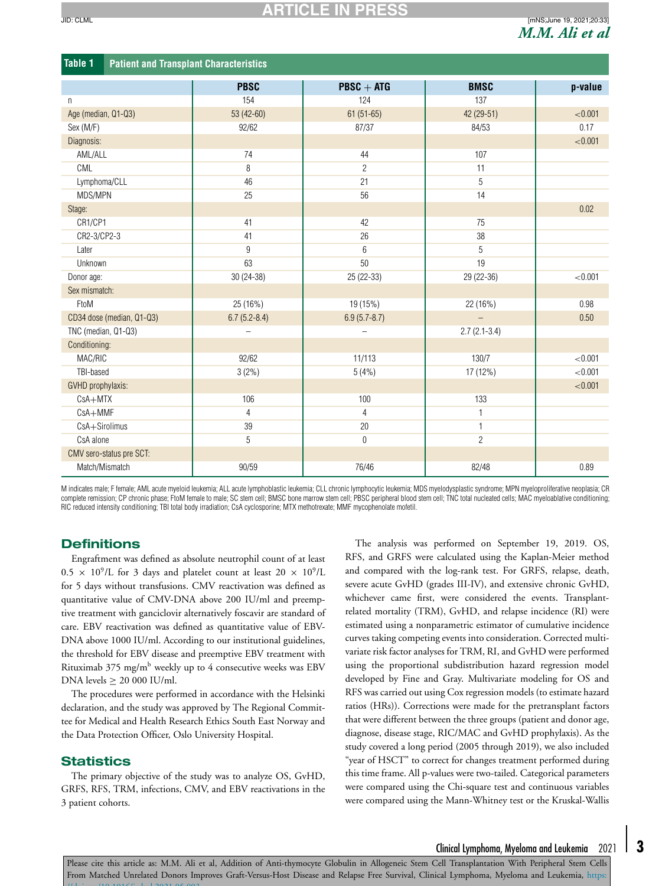**Table 1 Patient and Transplant Characteristics**

| | PBSC | PBSC + ATG | BMSC | p-value |
|---|---|---|---|---|
| n | 154 | 124 | 137 | |
| Age (median, Q1-Q3) | 53 (42-60) | 61 (51-65) | 42 (29-51) | <0.001 |
| Sex (M/F) | 92/62 | 87/37 | 84/53 | 0.17 |
| Diagnosis: | | | | <0.001 |
| AML/ALL | 74 | 44 | 107 | |
| CML | 8 | 2 | 11 | |
| Lymphoma/CLL | 46 | 21 | 5 | |
| MDS/MPN | 25 | 56 | 14 | |
| Stage: | | | | 0.02 |
| CR1/CP1 | 41 | 42 | 75 | |
| CR2-3/CP2-3 | 41 | 26 | 38 | |
| Later | 9 | 6 | 5 | |
| Unknown | 63 | 50 | 19 | |
| Donor age: | 30 (24-38) | 25 (22-33) | 29 (22-36) | <0.001 |
| Sex mismatch: | | | | |
| FtoM | 25 (16%) | 19 (15%) | 22 (16%) | 0.98 |
| CD34 dose (median, Q1-Q3) | 6.7 (5.2-8.4) | 6.9 (5.7-8.7) | – | 0.50 |
| TNC (median, Q1-Q3) | – | – | 2.7 (2.1-3.4) | |
| Conditioning: | | | | |
| MAC/RIC | 92/62 | 11/113 | 130/7 | <0.001 |
| TBI-based | 3 (2%) | 5 (4%) | 17 (12%) | <0.001 |
| GVHD prophylaxis: | | | | <0.001 |
| CsA+MTX | 106 | 100 | 133 | |
| CsA+MMF | 4 | 4 | 1 | |
| CsA+Sirolimus | 39 | 20 | 1 | |
| CsA alone | 5 | 0 | 2 | |
| CMV sero-status pre SCT: | | | | |
| Match/Mismatch | 90/59 | 76/46 | 82/48 | 0.89 |

M indicates male; F female; AML acute myeloid leukemia; ALL acute lymphoblastic leukemia; CLL chronic lymphocytic leukemia; MDS myelodysplastic syndrome; MPN myeloproliferative neoplasia; CR complete remission; CP chronic phase; FtoM female to male; SC stem cell; BMSC bone marrow stem cell; PBSC peripheral blood stem cell; TNC total nucleated cells; MAC myeloablative conditioning; RIC reduced intensity conditioning; TBI total body irradiation; CsA cyclosporine; MTX methotrexate; MMF mycophenolate mofetil.

## Definitions

Engraftment was defined as absolute neutrophil count of at least $0.5 \times 10^9$/L for 3 days and platelet count at least $20 \times 10^9$/L for 5 days without transfusions. CMV reactivation was defined as quantitative value of CMV-DNA above 200 IU/ml and preemptive treatment with ganciclovir alternatively foscavir are standard of care. EBV reactivation was defined as quantitative value of EBV-DNA above 1000 IU/ml. According to our institutional guidelines, the threshold for EBV disease and preemptive EBV treatment with Rituximab 375 mg/m$^b$ weekly up to 4 consecutive weeks was EBV DNA levels $\geq$ 20 000 IU/ml.

The procedures were performed in accordance with the Helsinki declaration, and the study was approved by The Regional Committee for Medical and Health Research Ethics South East Norway and the Data Protection Officer, Oslo University Hospital.

## Statistics

The primary objective of the study was to analyze OS, GvHD, GRFS, RFS, TRM, infections, CMV, and EBV reactivations in the 3 patient cohorts.

The analysis was performed on September 19, 2019. OS, RFS, and GRFS were calculated using the Kaplan-Meier method and compared with the log-rank test. For GRFS, relapse, death, severe acute GvHD (grades III-IV), and extensive chronic GvHD, whichever came first, were considered the events. Transplant-related mortality (TRM), GvHD, and relapse incidence (RI) were estimated using a nonparametric estimator of cumulative incidence curves taking competing events into consideration. Corrected multivariate risk factor analyses for TRM, RI, and GvHD were performed using the proportional subdistribution hazard regression model developed by Fine and Gray. Multivariate modeling for OS and RFS was carried out using Cox regression models (to estimate hazard ratios (HRs)). Corrections were made for the pretransplant factors that were different between the three groups (patient and donor age, diagnose, disease stage, RIC/MAC and GvHD prophylaxis). As the study covered a long period (2005 through 2019), we also included "year of HSCT" to correct for changes treatment performed during this time frame. All p-values were two-tailed. Categorical parameters were compared using the Chi-square test and continuous variables were compared using the Mann-Whitney test or the Kruskal-Wallis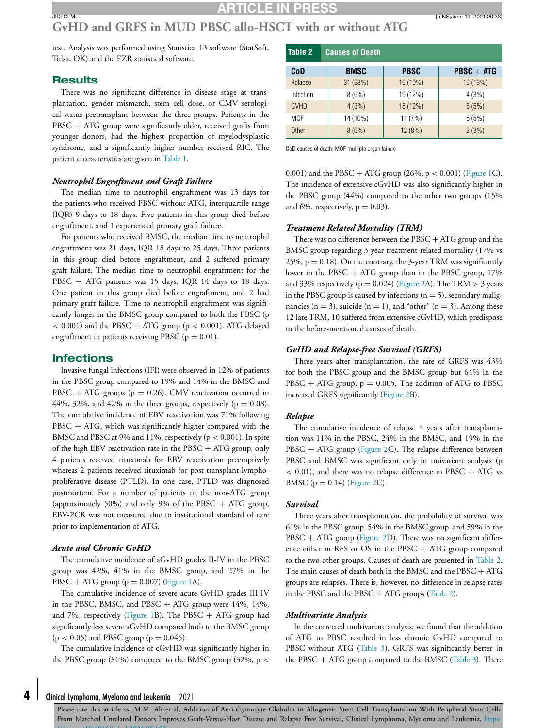test. Analysis was performed using Statistica 13 software (StatSoft, Tulsa, OK) and the EZR statistical software.

## Results

There was no significant difference in disease stage at transplantation, gender mismatch, stem cell dose, or CMV serological status pretransplant between the three groups. Patients in the PBSC + ATG group were significantly older, received grafts from younger donors, had the highest proportion of myelodysplastic syndrome, and a significantly higher number received RIC. The patient characteristics are given in Table 1.

### *Neutrophil Engraftment and Graft Failure*

The median time to neutrophil engraftment was 13 days for the patients who received PBSC without ATG, interquartile range (IQR) 9 days to 18 days. Five patients in this group died before engraftment, and 1 experienced primary graft failure.

For patients who received BMSC, the median time to neutrophil engraftment was 21 days, IQR 18 days to 25 days. Three patients in this group died before engraftment, and 2 suffered primary graft failure. The median time to neutrophil engraftment for the PBSC + ATG patients was 15 days, IQR 14 days to 18 days. One patient in this group died before engraftment, and 2 had primary graft failure. Time to neutrophil engraftment was significantly longer in the BMSC group compared to both the PBSC ($p < 0.001$) and the PBSC + ATG group ($p < 0.001$). ATG delayed engraftment in patients receiving PBSC ($p = 0.01$).

## Infections

Invasive fungal infections (IFI) were observed in 12% of patients in the PBSC group compared to 19% and 14% in the BMSC and PBSC + ATG groups ($p = 0.26$). CMV reactivation occurred in 44%, 32%, and 42% in the three groups, respectively ($p = 0.08$). The cumulative incidence of EBV reactivation was 71% following PBSC + ATG, which was significantly higher compared with the BMSC and PBSC at 9% and 11%, respectively ($p < 0.001$). In spite of the high EBV reactivation rate in the PBSC + ATG group, only 4 patients received rituximab for EBV reactivation preemptively whereas 2 patients received rituximab for post-transplant lymphoproliferative disease (PTLD). In one case, PTLD was diagnosed postmortem. For a number of patients in the non-ATG group (approximately 50%) and only 9% of the PBSC + ATG group, EBV-PCR was not measured due to institutional standard of care prior to implementation of ATG.

### *Acute and Chronic GvHD*

The cumulative incidence of aGvHD grades II-IV in the PBSC group was 42%, 41% in the BMSC group, and 27% in the PBSC + ATG group ($p = 0.007$) (Figure 1A).

The cumulative incidence of severe acute GvHD grades III-IV in the PBSC, BMSC, and PBSC + ATG group were 14%, 14%, and 7%, respectively (Figure 1B). The PBSC + ATG group had significantly less severe aGvHD compared both to the BMSC group ($p < 0.05$) and PBSC group ($p = 0.045$).

The cumulative incidence of cGvHD was significantly higher in the PBSC group (81%) compared to the BMSC group (32%, $p < 0.001$) and the PBSC + ATG group (26%, $p < 0.001$) (Figure 1C). The incidence of extensive cGvHD was also significantly higher in the PBSC group (44%) compared to the other two groups (15% and 6%, respectively, $p = 0.03$).

**Table 2** Causes of Death

| CoD | BMSC | PBSC | PBSC + ATG |
|---|---|---|---|
| Relapse | 31 (23%) | 16 (10%) | 16 (13%) |
| Infection | 8 (6%) | 19 (12%) | 4 (3%) |
| GVHD | 4 (3%) | 18 (12%) | 6 (5%) |
| MOF | 14 (10%) | 11 (7%) | 6 (5%) |
| Other | 8 (6%) | 12 (8%) | 3 (3%) |

CoD causes of death; MOF multiple organ failure

### *Treatment Related Mortality (TRM)*

There was no difference between the PBSC + ATG group and the BMSC group regarding 3-year treatment-related mortality (17% vs 25%, $p = 0.18$). On the contrary, the 3-year TRM was significantly lower in the PBSC + ATG group than in the PBSC group, 17% and 33% respectively ($p = 0.024$) (Figure 2A). The TRM > 3 years in the PBSC group is caused by infections ($n = 5$), secondary malignancies ($n = 3$), suicide ($n = 1$), and "other" ($n = 3$). Among these 12 late TRM, 10 suffered from extensive cGvHD, which predispose to the before-mentioned causes of death.

### *GvHD and Relapse-free Survival (GRFS)*

Three years after transplantation, the rate of GRFS was 43% for both the PBSC group and the BMSC group but 64% in the PBSC + ATG group, $p = 0.005$. The addition of ATG to PBSC increased GRFS significantly (Figure 2B).

### *Relapse*

The cumulative incidence of relapse 3 years after transplantation was 11% in the PBSC, 24% in the BMSC, and 19% in the PBSC + ATG group (Figure 2C). The relapse difference between PBSC and BMSC was significant only in univariant analysis ($p < 0.01$), and there was no relapse difference in PBSC + ATG vs BMSC ($p = 0.14$) (Figure 2C).

### *Survival*

Three years after transplantation, the probability of survival was 61% in the PBSC group, 54% in the BMSC group, and 59% in the PBSC + ATG group (Figure 2D). There was no significant difference either in RFS or OS in the PBSC + ATG group compared to the two other groups. Causes of death are presented in Table 2. The main causes of death both in the BMSC and the PBSC + ATG groups are relapses. There is, however, no difference in relapse rates in the PBSC and the PBSC + ATG groups (Table 2).

### *Multivariate Analysis*

In the corrected multivariate analysis, we found that the addition of ATG to PBSC resulted in less chronic GvHD compared to PBSC without ATG (Table 3). GRFS was significantly better in the PBSC + ATG group compared to the BMSC (Table 3). There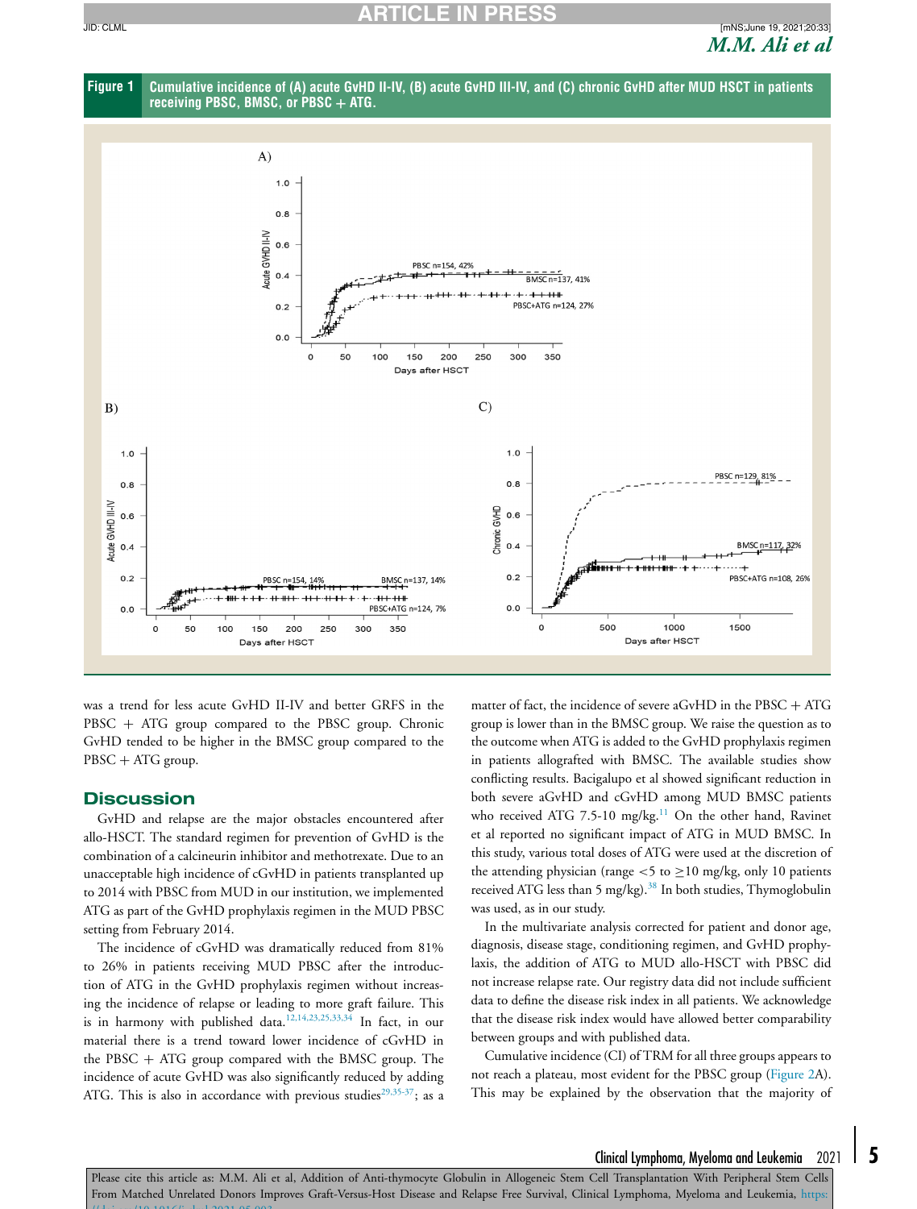Figure 1 Cumulative incidence of (A) acute GvHD II-IV, (B) acute GvHD III-IV, and (C) chronic GvHD after MUD HSCT in patients receiving PBSC, BMSC, or PBSC + ATG.

was a trend for less acute GvHD II-IV and better GRFS in the PBSC + ATG group compared to the PBSC group. Chronic GvHD tended to be higher in the BMSC group compared to the PBSC + ATG group.

## Discussion

GvHD and relapse are the major obstacles encountered after allo-HSCT. The standard regimen for prevention of GvHD is the combination of a calcineurin inhibitor and methotrexate. Due to an unacceptable high incidence of cGvHD in patients transplanted up to 2014 with PBSC from MUD in our institution, we implemented ATG as part of the GvHD prophylaxis regimen in the MUD PBSC setting from February 2014.

The incidence of cGvHD was dramatically reduced from 81% to 26% in patients receiving MUD PBSC after the introduction of ATG in the GvHD prophylaxis regimen without increasing the incidence of relapse or leading to more graft failure. This is in harmony with published data.[12,14,23,25,33,34] In fact, in our material there is a trend toward lower incidence of cGvHD in the PBSC + ATG group compared with the BMSC group. The incidence of acute GvHD was also significantly reduced by adding ATG. This is also in accordance with previous studies[29,35-37]; as a matter of fact, the incidence of severe aGvHD in the PBSC + ATG group is lower than in the BMSC group. We raise the question as to the outcome when ATG is added to the GvHD prophylaxis regimen in patients allografted with BMSC. The available studies show conflicting results. Bacigalupo et al showed significant reduction in both severe aGvHD and cGvHD among MUD BMSC patients who received ATG 7.5-10 mg/kg.[11] On the other hand, Ravinet et al reported no significant impact of ATG in MUD BMSC. In this study, various total doses of ATG were used at the discretion of the attending physician (range <5 to ≥10 mg/kg, only 10 patients received ATG less than 5 mg/kg).[38] In both studies, Thymoglobulin was used, as in our study.

In the multivariate analysis corrected for patient and donor age, diagnosis, disease stage, conditioning regimen, and GvHD prophylaxis, the addition of ATG to MUD allo-HSCT with PBSC did not increase relapse rate. Our registry data did not include sufficient data to define the disease risk index in all patients. We acknowledge that the disease risk index would have allowed better comparability between groups and with published data.

Cumulative incidence (CI) of TRM for all three groups appears to not reach a plateau, most evident for the PBSC group (Figure 2A). This may be explained by the observation that the majority of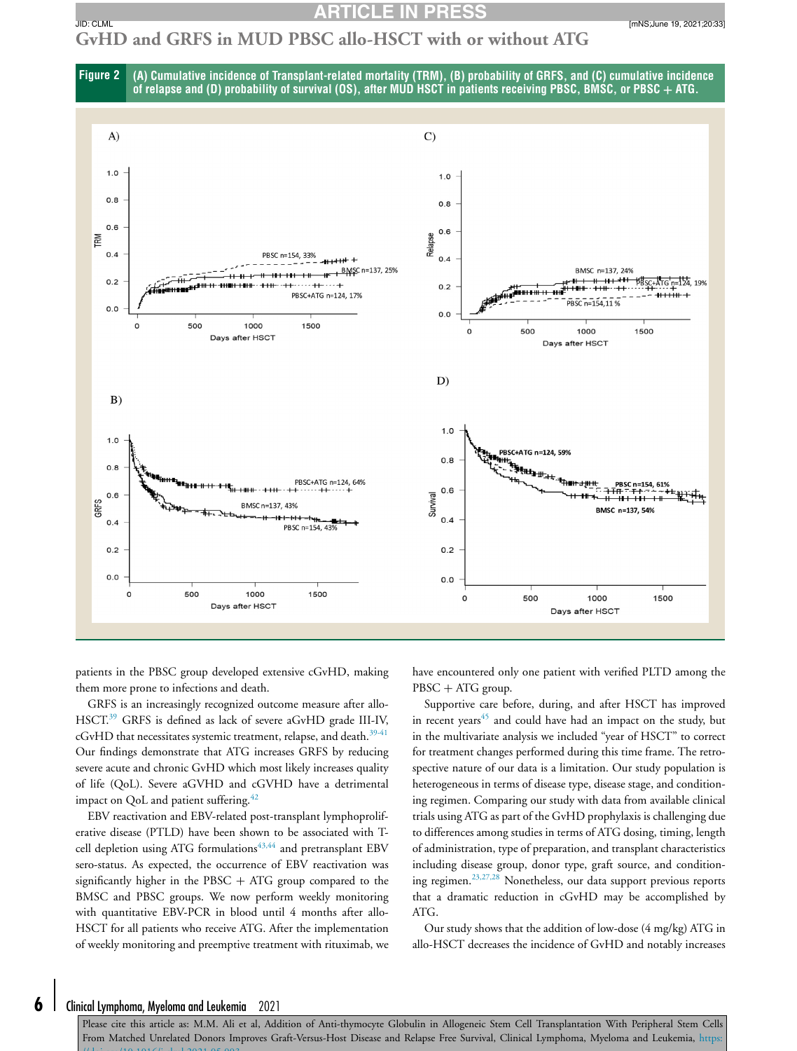**Figure 2** (A) Cumulative incidence of Transplant-related mortality (TRM), (B) probability of GRFS, and (C) cumulative incidence of relapse and (D) probability of survival (OS), after MUD HSCT in patients receiving PBSC, BMSC, or PBSC + ATG.

patients in the PBSC group developed extensive cGvHD, making them more prone to infections and death.

GRFS is an increasingly recognized outcome measure after allo-HSCT.[39] GRFS is defined as lack of severe aGvHD grade III-IV, cGvHD that necessitates systemic treatment, relapse, and death.[39-41] Our findings demonstrate that ATG increases GRFS by reducing severe acute and chronic GvHD which most likely increases quality of life (QoL). Severe aGVHD and cGVHD have a detrimental impact on QoL and patient suffering.[42]

EBV reactivation and EBV-related post-transplant lymphoproliferative disease (PTLD) have been shown to be associated with T-cell depletion using ATG formulations[43,44] and pretransplant EBV sero-status. As expected, the occurrence of EBV reactivation was significantly higher in the PBSC + ATG group compared to the BMSC and PBSC groups. We now perform weekly monitoring with quantitative EBV-PCR in blood until 4 months after allo-HSCT for all patients who receive ATG. After the implementation of weekly monitoring and preemptive treatment with rituximab, we have encountered only one patient with verified PLTD among the PBSC + ATG group.

Supportive care before, during, and after HSCT has improved in recent years[45] and could have had an impact on the study, but in the multivariate analysis we included "year of HSCT" to correct for treatment changes performed during this time frame. The retrospective nature of our data is a limitation. Our study population is heterogeneous in terms of disease type, disease stage, and conditioning regimen. Comparing our study with data from available clinical trials using ATG as part of the GvHD prophylaxis is challenging due to differences among studies in terms of ATG dosing, timing, length of administration, type of preparation, and transplant characteristics including disease group, donor type, graft source, and conditioning regimen.[23,27,28] Nonetheless, our data support previous reports that a dramatic reduction in cGvHD may be accomplished by ATG.

Our study shows that the addition of low-dose (4 mg/kg) ATG in allo-HSCT decreases the incidence of GvHD and notably increases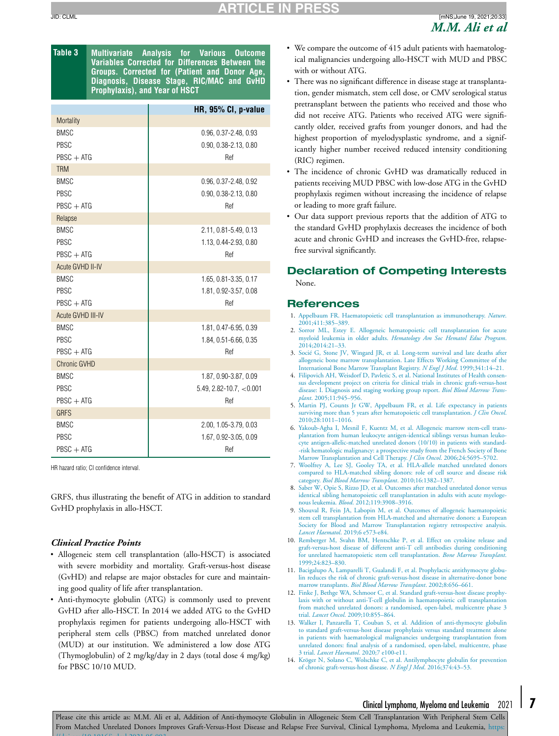**Table 3 Multivariate Analysis for Various Outcome Variables Corrected for Differences Between the Groups. Corrected for (Patient and Donor Age, Diagnosis, Disease Stage, RIC/MAC and GvHD Prophylaxis), and Year of HSCT**

| | HR, 95% CI, p-value |
|---|---|
| Mortality | |
| BMSC | 0.96, 0.37-2.48, 0.93 |
| PBSC | 0.90, 0.38-2.13, 0.80 |
| PBSC + ATG | Ref |
| TRM | |
| BMSC | 0.96, 0.37-2.48, 0.92 |
| PBSC | 0.90, 0.38-2.13, 0.80 |
| PBSC + ATG | Ref |
| Relapse | |
| BMSC | 2.11, 0.81-5.49, 0.13 |
| PBSC | 1.13, 0.44-2.93, 0.80 |
| PBSC + ATG | Ref |
| Acute GVHD II-IV | |
| BMSC | 1.65, 0.81-3.35, 0.17 |
| PBSC | 1.81, 0.92-3.57, 0.08 |
| PBSC + ATG | Ref |
| Acute GVHD III-IV | |
| BMSC | 1.81, 0.47-6.95, 0.39 |
| PBSC | 1.84, 0.51-6.66, 0.35 |
| PBSC + ATG | Ref |
| Chronic GVHD | |
| BMSC | 1.87, 0.90-3.87, 0.09 |
| PBSC | 5.49, 2.82-10.7, <0.001 |
| PBSC + ATG | Ref |
| GRFS | |
| BMSC | 2.00, 1.05-3.79, 0.03 |
| PBSC | 1.67, 0.92-3.05, 0.09 |
| PBSC + ATG | Ref |

HR hazard ratio; CI confidence interval.

GRFS, thus illustrating the benefit of ATG in addition to standard GvHD prophylaxis in allo-HSCT.

### *Clinical Practice Points*

- Allogeneic stem cell transplantation (allo-HSCT) is associated with severe morbidity and mortality. Graft-versus-host disease (GvHD) and relapse are major obstacles for cure and maintaining good quality of life after transplantation.
- Anti-thymocyte globulin (ATG) is commonly used to prevent GvHD after allo-HSCT. In 2014 we added ATG to the GvHD prophylaxis regimen for patients undergoing allo-HSCT with peripheral stem cells (PBSC) from matched unrelated donor (MUD) at our institution. We administered a low dose ATG (Thymoglobulin) of 2 mg/kg/day in 2 days (total dose 4 mg/kg) for PBSC 10/10 MUD.
- We compare the outcome of 415 adult patients with haematological malignancies undergoing allo-HSCT with MUD and PBSC with or without ATG.
- There was no significant difference in disease stage at transplantation, gender mismatch, stem cell dose, or CMV serological status pretransplant between the patients who received and those who did not receive ATG. Patients who received ATG were significantly older, received grafts from younger donors, and had the highest proportion of myelodysplastic syndrome, and a significantly higher number received reduced intensity conditioning (RIC) regimen.
- The incidence of chronic GvHD was dramatically reduced in patients receiving MUD PBSC with low-dose ATG in the GvHD prophylaxis regimen without increasing the incidence of relapse or leading to more graft failure.
- Our data support previous reports that the addition of ATG to the standard GvHD prophylaxis decreases the incidence of both acute and chronic GvHD and increases the GvHD-free, relapse-free survival significantly.

## Declaration of Competing Interests

None.

## References

1. Appelbaum FR. Haematopoietic cell transplantation as immunotherapy. *Nature*. 2001;411:385–389.
2. Sorror ML, Estey E. Allogeneic hematopoietic cell transplantation for acute myeloid leukemia in older adults. *Hematology Am Soc Hematol Educ Program*. 2014;2014:21–33.
3. Socié G, Stone JV, Wingard JR, et al. Long-term survival and late deaths after allogeneic bone marrow transplantation. Late Effects Working Committee of the International Bone Marrow Transplant Registry. *N Engl J Med*. 1999;341:14–21.
4. Filipovich AH, Weisdorf D, Pavletic S, et al. National Institutes of Health consensus development project on criteria for clinical trials in chronic graft-versus-host disease: I. Diagnosis and staging working group report. *Biol Blood Marrow Transplant*. 2005;11:945–956.
5. Martin PJ, Counts Jr GW, Appelbaum FR, et al. Life expectancy in patients surviving more than 5 years after hematopoietic cell transplantation. *J Clin Oncol*. 2010;28:1011–1016.
6. Yakoub-Agha I, Mesnil F, Kuentz M, et al. Allogeneic marrow stem-cell transplantation from human leukocyte antigen-identical siblings versus human leukocyte antigen-allelic-matched unrelated donors (10/10) in patients with standard-risk hematologic malignancy: a prospective study from the French Society of Bone Marrow Transplantation and Cell Therapy. *J Clin Oncol*. 2006;24:5695–5702.
7. Woolfrey A, Lee SJ, Gooley TA, et al. HLA-allele matched unrelated donors compared to HLA-matched sibling donors: role of cell source and disease risk category. *Biol Blood Marrow Transplant*. 2010;16:1382–1387.
8. Saber W, Opie S, Rizzo JD, et al. Outcomes after matched unrelated donor versus identical sibling hematopoietic cell transplantation in adults with acute myelogenous leukemia. *Blood*. 2012;119:3908–3916.
9. Shouval R, Fein JA, Labopin M, et al. Outcomes of allogeneic haematopoietic stem cell transplantation from HLA-matched and alternative donors: a European Society for Blood and Marrow Transplantation registry retrospective analysis. *Lancet Haematol*. 2019;6 e573-e84.
10. Remberger M, Svahn BM, Hentschke P, et al. Effect on cytokine release and graft-versus-host disease of different anti-T cell antibodies during conditioning for unrelated haematopoietic stem cell transplantation. *Bone Marrow Transplant*. 1999;24:823–830.
11. Bacigalupo A, Lamparelli T, Gualandi F, et al. Prophylactic antithymocyte globulin reduces the risk of chronic graft-versus-host disease in alternative-donor bone marrow transplants. *Biol Blood Marrow Transplant*. 2002;8:656–661.
12. Finke J, Bethge WA, Schmoor C, et al. Standard graft-versus-host disease prophylaxis with or without anti-T-cell globulin in haematopoietic cell transplantation from matched unrelated donors: a randomised, open-label, multicentre phase 3 trial. *Lancet Oncol*. 2009;10:855–864.
13. Walker I, Panzarella T, Couban S, et al. Addition of anti-thymocyte globulin to standard graft-versus-host disease prophylaxis versus standard treatment alone in patients with haematological malignancies undergoing transplantation from unrelated donors: final analysis of a randomised, open-label, multicentre, phase 3 trial. *Lancet Haematol*. 2020;7 e100-e11.
14. Kröger N, Solano C, Wolschke C, et al. Antilymphocyte globulin for prevention of chronic graft-versus-host disease. *N Engl J Med*. 2016;374:43–53.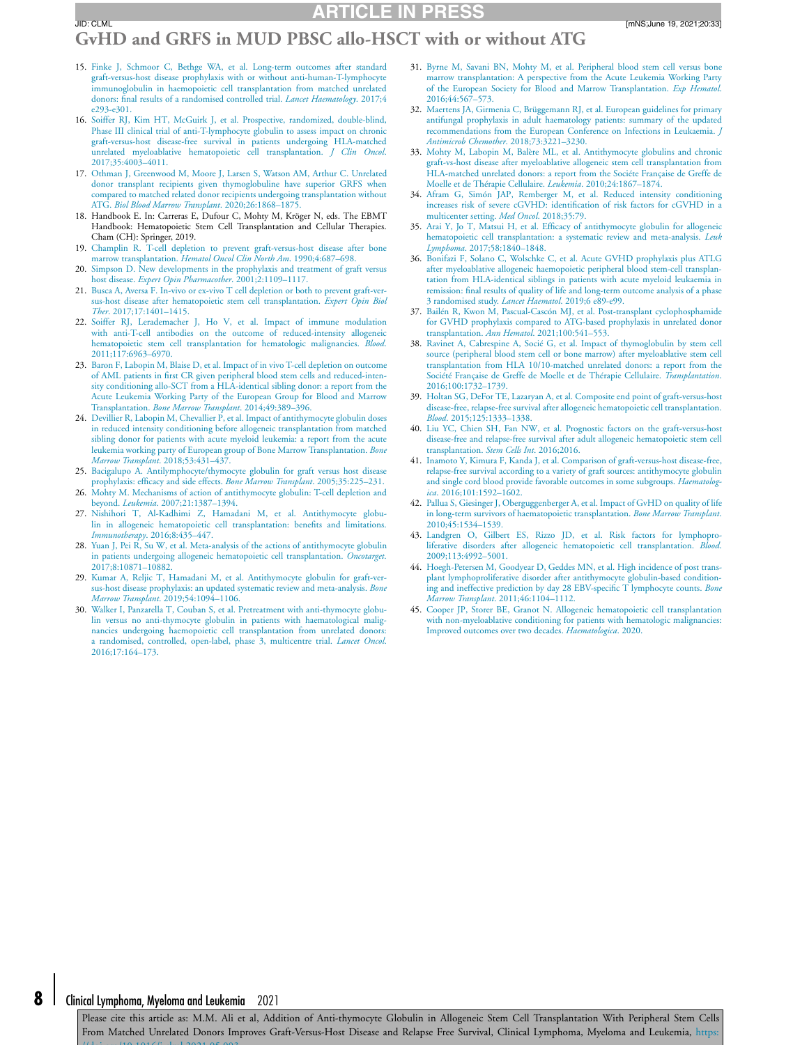15. Finke J, Schmoor C, Bethge WA, et al. Long-term outcomes after standard graft-versus-host disease prophylaxis with or without anti-human-T-lymphocyte immunoglobulin in haemopoietic cell transplantation from matched unrelated donors: final results of a randomised controlled trial. *Lancet Haematology*. 2017;4 e293-e301.
16. Soiffer RJ, Kim HT, McGuirk J, et al. Prospective, randomized, double-blind, Phase III clinical trial of anti-T-lymphocyte globulin to assess impact on chronic graft-versus-host disease-free survival in patients undergoing HLA-matched unrelated myeloablative hematopoietic cell transplantation. *J Clin Oncol*. 2017;35:4003–4011.
17. Othman J, Greenwood M, Moore J, Larsen S, Watson AM, Arthur C. Unrelated donor transplant recipients given thymoglobuline have superior GRFS when compared to matched related donor recipients undergoing transplantation without ATG. *Biol Blood Marrow Transplant*. 2020;26:1868–1875.
18. Handbook E. In: Carreras E, Dufour C, Mohty M, Kröger N, eds. The EBMT Handbook: Hematopoietic Stem Cell Transplantation and Cellular Therapies. Cham (CH): Springer, 2019.
19. Champlin R. T-cell depletion to prevent graft-versus-host disease after bone marrow transplantation. *Hematol Oncol Clin North Am*. 1990;4:687–698.
20. Simpson D. New developments in the prophylaxis and treatment of graft versus host disease. *Expert Opin Pharmacother*. 2001;2:1109–1117.
21. Busca A, Aversa F. In-vivo or ex-vivo T cell depletion or both to prevent graft-versus-host disease after hematopoietic stem cell transplantation. *Expert Opin Biol Ther*. 2017;17:1401–1415.
22. Soiffer RJ, Lerademacher J, Ho V, et al. Impact of immune modulation with anti-T-cell antibodies on the outcome of reduced-intensity allogeneic hematopoietic stem cell transplantation for hematologic malignancies. *Blood*. 2011;117:6963–6970.
23. Baron F, Labopin M, Blaise D, et al. Impact of in vivo T-cell depletion on outcome of AML patients in first CR given peripheral blood stem cells and reduced-intensity conditioning allo-SCT from a HLA-identical sibling donor: a report from the Acute Leukemia Working Party of the European Group for Blood and Marrow Transplantation. *Bone Marrow Transplant*. 2014;49:389–396.
24. Devillier R, Labopin M, Chevallier P, et al. Impact of antithymocyte globulin doses in reduced intensity conditioning before allogeneic transplantation from matched sibling donor for patients with acute myeloid leukemia: a report from the acute leukemia working party of European group of Bone Marrow Transplantation. *Bone Marrow Transplant*. 2018;53:431–437.
25. Bacigalupo A. Antilymphocyte/thymocyte globulin for graft versus host disease prophylaxis: efficacy and side effects. *Bone Marrow Transplant*. 2005;35:225–231.
26. Mohty M. Mechanisms of action of antithymocyte globulin: T-cell depletion and beyond. *Leukemia*. 2007;21:1387–1394.
27. Nishihori T, Al-Kadhimi Z, Hamadani M, et al. Antithymocyte globulin in allogeneic hematopoietic cell transplantation: benefits and limitations. *Immunotherapy*. 2016;8:435–447.
28. Yuan J, Pei R, Su W, et al. Meta-analysis of the actions of antithymocyte globulin in patients undergoing allogeneic hematopoietic cell transplantation. *Oncotarget*. 2017;8:10871–10882.
29. Kumar A, Reljic T, Hamadani M, et al. Antithymocyte globulin for graft-versus-host disease prophylaxis: an updated systematic review and meta-analysis. *Bone Marrow Transplant*. 2019;54:1094–1106.
30. Walker I, Panzarella T, Couban S, et al. Pretreatment with anti-thymocyte globulin versus no anti-thymocyte globulin in patients with haematological malignancies undergoing haemopoietic cell transplantation from unrelated donors: a randomised, controlled, open-label, phase 3, multicentre trial. *Lancet Oncol*. 2016;17:164–173.
31. Byrne M, Savani BN, Mohty M, et al. Peripheral blood stem cell versus bone marrow transplantation: A perspective from the Acute Leukemia Working Party of the European Society for Blood and Marrow Transplantation. *Exp Hematol*. 2016;44:567–573.
32. Maertens JA, Girmenia C, Brüggemann RJ, et al. European guidelines for primary antifungal prophylaxis in adult haematology patients: summary of the updated recommendations from the European Conference on Infections in Leukaemia. *J Antimicrob Chemother*. 2018;73:3221–3230.
33. Mohty M, Labopin M, Balère ML, et al. Antithymocyte globulins and chronic graft-vs-host disease after myeloablative allogeneic stem cell transplantation from HLA-matched unrelated donors: a report from the Société Française de Greffe de Moelle et de Thérapie Cellulaire. *Leukemia*. 2010;24:1867–1874.
34. Afram G, Simón JAP, Remberger M, et al. Reduced intensity conditioning increases risk of severe cGVHD: identification of risk factors for cGVHD in a multicenter setting. *Med Oncol*. 2018;35:79.
35. Arai Y, Jo T, Matsui H, et al. Efficacy of antithymocyte globulin for allogeneic hematopoietic cell transplantation: a systematic review and meta-analysis. *Leuk Lymphoma*. 2017;58:1840–1848.
36. Bonifazi F, Solano C, Wolschke C, et al. Acute GVHD prophylaxis plus ATLG after myeloablative allogeneic haemopoietic peripheral blood stem-cell transplantation from HLA-identical siblings in patients with acute myeloid leukaemia in remission: final results of quality of life and long-term outcome analysis of a phase 3 randomised study. *Lancet Haematol*. 2019;6 e89-e99.
37. Bailén R, Kwon M, Pascual-Cascón MJ, et al. Post-transplant cyclophosphamide for GVHD prophylaxis compared to ATG-based prophylaxis in unrelated donor transplantation. *Ann Hematol*. 2021;100:541–553.
38. Ravinet A, Cabrespine A, Socié G, et al. Impact of thymoglobulin by stem cell source (peripheral blood stem cell or bone marrow) after myeloablative stem cell transplantation from HLA 10/10-matched unrelated donors: a report from the Société Française de Greffe de Moelle et de Thérapie Cellulaire. *Transplantation*. 2016;100:1732–1739.
39. Holtan SG, DeFor TE, Lazaryan A, et al. Composite end point of graft-versus-host disease-free, relapse-free survival after allogeneic hematopoietic cell transplantation. *Blood*. 2015;125:1333–1338.
40. Liu YC, Chien SH, Fan NW, et al. Prognostic factors on the graft-versus-host disease-free and relapse-free survival after adult allogeneic hematopoietic stem cell transplantation. *Stem Cells Int*. 2016;2016.
41. Inamoto Y, Kimura F, Kanda J, et al. Comparison of graft-versus-host disease-free, relapse-free survival according to a variety of graft sources: antithymocyte globulin and single cord blood provide favorable outcomes in some subgroups. *Haematologica*. 2016;101:1592–1602.
42. Pallua S, Giesinger J, Oberguggenberger A, et al. Impact of GvHD on quality of life in long-term survivors of haematopoietic transplantation. *Bone Marrow Transplant*. 2010;45:1534–1539.
43. Landgren O, Gilbert ES, Rizzo JD, et al. Risk factors for lymphoproliferative disorders after allogeneic hematopoietic cell transplantation. *Blood*. 2009;113:4992–5001.
44. Hoegh-Petersen M, Goodyear D, Geddes MN, et al. High incidence of post transplant lymphoproliferative disorder after antithymocyte globulin-based conditioning and ineffective prediction by day 28 EBV-specific T lymphocyte counts. *Bone Marrow Transplant*. 2011;46:1104–1112.
45. Cooper JP, Storer BE, Granot N. Allogeneic hematopoietic cell transplantation with non-myeloablative conditioning for patients with hematologic malignancies: Improved outcomes over two decades. *Haematologica*. 2020.